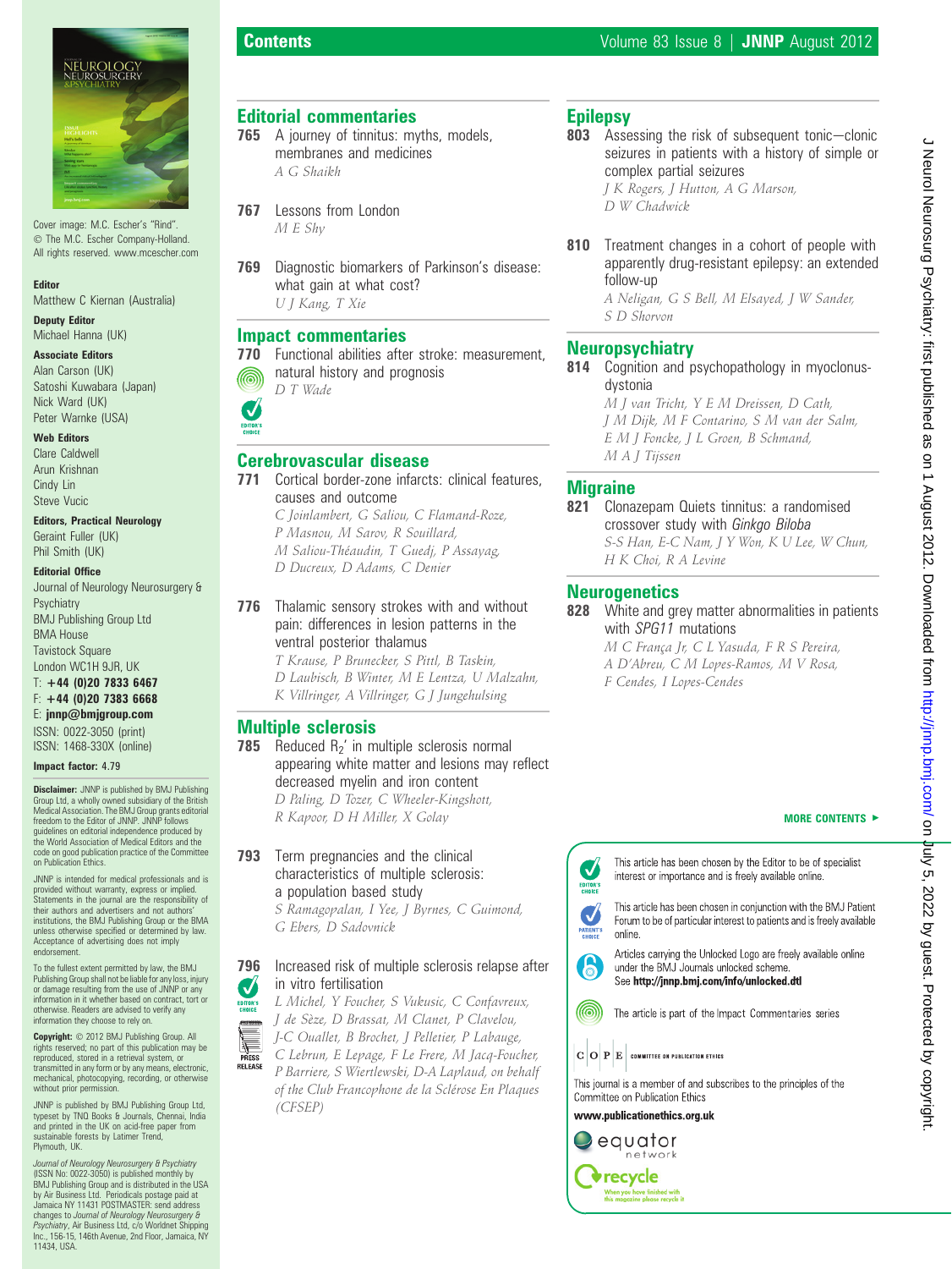Cover image: M.C. Escher's "Rind". © The M.C. Escher Company-Holland. All rights reserved. www.mcescher.com

**Editor**
Matthew C Kiernan (Australia)

**Deputy Editor**
Michael Hanna (UK)

**Associate Editors**
Alan Carson (UK)
Satoshi Kuwabara (Japan)
Nick Ward (UK)
Peter Warnke (USA)

**Web Editors**
Clare Caldwell
Arun Krishnan
Cindy Lin
Steve Vucic

**Editors, Practical Neurology**
Geraint Fuller (UK)
Phil Smith (UK)

**Editorial Office**
Journal of Neurology Neurosurgery & Psychiatry
BMJ Publishing Group Ltd
BMA House
Tavistock Square
London WC1H 9JR, UK
T: **+44 (0)20 7833 6467**
F: **+44 (0)20 7383 6668**
E: **jnnp@bmjgroup.com**
ISSN: 0022-3050 (print)
ISSN: 1468-330X (online)

**Impact factor:** 4.79

**Disclaimer:** JNNP is published by BMJ Publishing Group Ltd, a wholly owned subsidiary of the British Medical Association. The BMJ Group grants editorial freedom to the Editor of JNNP. JNNP follows guidelines on editorial independence produced by the World Association of Medical Editors and the code on good publication practice of the Committee on Publication Ethics.

JNNP is intended for medical professionals and is provided without warranty, express or implied. Statements in the journal are the responsibility of their authors and advertisers and not authors' institutions, the BMJ Publishing Group or the BMA unless otherwise specified or determined by law. Acceptance of advertising does not imply endorsement.

To the fullest extent permitted by law, the BMJ Publishing Group shall not be liable for any loss, injury or damage resulting from the use of JNNP or any information in it whether based on contract, tort or otherwise. Readers are advised to verify any information they choose to rely on.

**Copyright:** © 2012 BMJ Publishing Group. All rights reserved; no part of this publication may be reproduced, stored in a retrieval system, or transmitted in any form or by any means, electronic, mechanical, photocopying, recording, or otherwise without prior permission.

JNNP is published by BMJ Publishing Group Ltd, typeset by TNQ Books & Journals, Chennai, India and printed in the UK on acid-free paper from sustainable forests by Latimer Trend, Plymouth, UK.

*Journal of Neurology Neurosurgery & Psychiatry* (ISSN No: 0022-3050) is published monthly by BMJ Publishing Group and is distributed in the USA by Air Business Ltd. Periodicals postage paid at Jamaica NY 11431 POSTMASTER: send address changes to *Journal of Neurology Neurosurgery & Psychiatry*, Air Business Ltd, c/o Worldnet Shipping Inc., 156-15, 146th Avenue, 2nd Floor, Jamaica, NY 11434, USA.

# Contents

## Editorial commentaries

**765** A journey of tinnitus: myths, models, membranes and medicines
*A G Shaikh*

**767** Lessons from London
*M E Shy*

**769** Diagnostic biomarkers of Parkinson's disease: what gain at what cost?
*U J Kang, T Xie*

## Impact commentaries

**770** Functional abilities after stroke: measurement, natural history and prognosis
*D T Wade*

## Cerebrovascular disease

**771** Cortical border-zone infarcts: clinical features, causes and outcome
*C Joinlambert, G Saliou, C Flamand-Roze, P Masnou, M Sarov, R Souillard, M Saliou-Théaudin, T Guedj, P Assayag, D Ducreux, D Adams, C Denier*

**776** Thalamic sensory strokes with and without pain: differences in lesion patterns in the ventral posterior thalamus
*T Krause, P Brunecker, S Pittl, B Taskin, D Laubisch, B Winter, M E Lentza, U Malzahn, K Villringer, A Villringer, G J Jungehulsing*

## Multiple sclerosis

**785** Reduced $R_2'$ in multiple sclerosis normal appearing white matter and lesions may reflect decreased myelin and iron content
*D Paling, D Tozer, C Wheeler-Kingshott, R Kapoor, D H Miller, X Golay*

**793** Term pregnancies and the clinical characteristics of multiple sclerosis: a population based study
*S Ramagopalan, I Yee, J Byrnes, C Guimond, G Ebers, D Sadovnick*

**796** Increased risk of multiple sclerosis relapse after in vitro fertilisation
*L Michel, Y Foucher, S Vukusic, C Confavreux, J de Sèze, D Brassat, M Clanet, P Clavelou, J-C Ouallet, B Brochet, J Pelletier, P Labauge, C Lebrun, E Lepage, F Le Frere, M Jacq-Foucher, P Barriere, S Wiertlewski, D-A Laplaud, on behalf of the Club Francophone de la Sclérose En Plaques (CFSEP)*

## Epilepsy

**803** Assessing the risk of subsequent tonic–clonic seizures in patients with a history of simple or complex partial seizures
*J K Rogers, J Hutton, A G Marson, D W Chadwick*

**810** Treatment changes in a cohort of people with apparently drug-resistant epilepsy: an extended follow-up
*A Neligan, G S Bell, M Elsayed, J W Sander, S D Shorvon*

## Neuropsychiatry

**814** Cognition and psychopathology in myoclonus-dystonia
*M J van Tricht, Y E M Dreissen, D Cath, J M Dijk, M F Contarino, S M van der Salm, E M J Foncke, J L Groen, B Schmand, M A J Tijssen*

## Migraine

**821** Clonazepam Quiets tinnitus: a randomised crossover study with *Ginkgo Biloba*
*S-S Han, E-C Nam, J Y Won, K U Lee, W Chun, H K Choi, R A Levine*

## Neurogenetics

**828** White and grey matter abnormalities in patients with *SPG11* mutations
*M C França Jr, C L Yasuda, F R S Pereira, A D'Abreu, C M Lopes-Ramos, M V Rosa, F Cendes, I Lopes-Cendes*

**MORE CONTENTS ►**

EDITOR'S CHOICE: This article has been chosen by the Editor to be of specialist interest or importance and is freely available online.

PATIENT'S CHOICE: This article has been chosen in conjunction with the BMJ Patient Forum to be of particular interest to patients and is freely available online.

Articles carrying the Unlocked Logo are freely available online under the BMJ Journals unlocked scheme. See **http://jnnp.bmj.com/info/unlocked.dtl**

The article is part of the Impact Commentaries series

COPE COMMITTEE ON PUBLICATION ETHICS

This journal is a member of and subscribes to the principles of the Committee on Publication Ethics

**www.publicationethics.org.uk**

equator network

recycle — When you have finished with this magazine please recycle it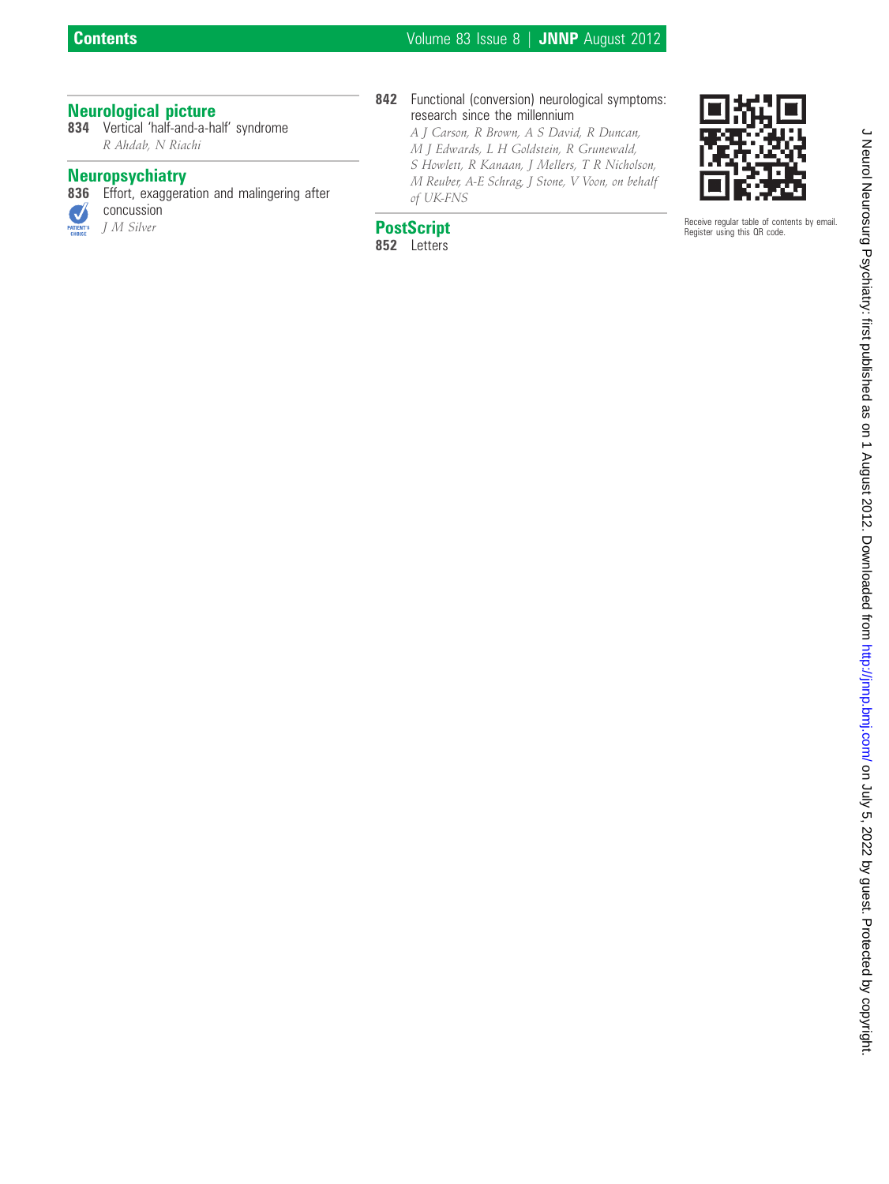## Contents

### Neurological picture

**834** Vertical 'half-and-a-half' syndrome
*R Ahdab, N Riachi*

### Neuropsychiatry

**836** Effort, exaggeration and malingering after concussion
*J M Silver*

**842** Functional (conversion) neurological symptoms: research since the millennium
*A J Carson, R Brown, A S David, R Duncan, M J Edwards, L H Goldstein, R Grunewald, S Howlett, R Kanaan, J Mellers, T R Nicholson, M Reuber, A-E Schrag, J Stone, V Voon, on behalf of UK-FNS*

### PostScript

**852** Letters

Receive regular table of contents by email. Register using this QR code.